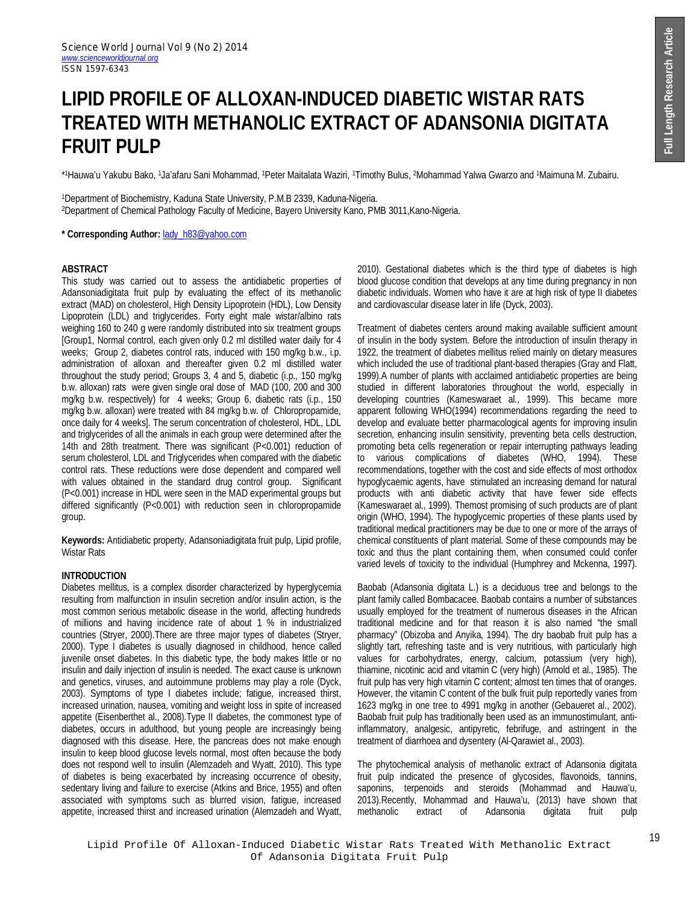# LIPID PROFILE OF ALLOXAN-INDUCED DIABETIC WISTAR RATS TREATED WITH METHANOLIC EXTRACT OF ADANSONIA DIGITATA FRUIT PULP

*[1]Hauwa'u Yakubu Bako, [1]Ja'afaru Sani Mohammad, [1]Peter Maitalata Waziri, [1]Timothy Bulus, [2]Mohammad Yalwa Gwarzo and [1]Maimuna M. Zubairu.

[1]Department of Biochemistry, Kaduna State University, P.M.B 2339, Kaduna-Nigeria.
[2]Department of Chemical Pathology Faculty of Medicine, Bayero University Kano, PMB 3011,Kano-Nigeria.

**\* Corresponding Author:** lady_h83@yahoo.com

## ABSTRACT

This study was carried out to assess the antidiabetic properties of Adansoniadigitata fruit pulp by evaluating the effect of its methanolic extract (MAD) on cholesterol, High Density Lipoprotein (HDL), Low Density Lipoprotein (LDL) and triglycerides. Forty eight male wistar/albino rats weighing 160 to 240 g were randomly distributed into six treatment groups [Group1, Normal control, each given only 0.2 ml distilled water daily for 4 weeks; Group 2, diabetes control rats, induced with 150 mg/kg b.w., i.p. administration of alloxan and thereafter given 0.2 ml distilled water throughout the study period; Groups 3, 4 and 5, diabetic (i.p., 150 mg/kg b.w. alloxan) rats were given single oral dose of MAD (100, 200 and 300 mg/kg b.w. respectively) for 4 weeks; Group 6, diabetic rats (i.p., 150 mg/kg b.w. alloxan) were treated with 84 mg/kg b.w. of Chloropropamide, once daily for 4 weeks]. The serum concentration of cholesterol, HDL, LDL and triglycerides of all the animals in each group were determined after the 14th and 28th treatment. There was significant (P<0.001) reduction of serum cholesterol, LDL and Triglycerides when compared with the diabetic control rats. These reductions were dose dependent and compared well with values obtained in the standard drug control group. Significant (P<0.001) increase in HDL were seen in the MAD experimental groups but differed significantly (P<0.001) with reduction seen in chloropropamide group.

**Keywords:** Antidiabetic property, Adansoniadigitata fruit pulp, Lipid profile, Wistar Rats

## INTRODUCTION

Diabetes mellitus, is a complex disorder characterized by hyperglycemia resulting from malfunction in insulin secretion and/or insulin action, is the most common serious metabolic disease in the world, affecting hundreds of millions and having incidence rate of about 1 % in industrialized countries (Stryer, 2000).There are three major types of diabetes (Stryer, 2000). Type I diabetes is usually diagnosed in childhood, hence called juvenile onset diabetes. In this diabetic type, the body makes little or no insulin and daily injection of insulin is needed. The exact cause is unknown and genetics, viruses, and autoimmune problems may play a role (Dyck, 2003). Symptoms of type I diabetes include; fatigue, increased thirst, increased urination, nausea, vomiting and weight loss in spite of increased appetite (Eisenberthet al., 2008).Type II diabetes, the commonest type of diabetes, occurs in adulthood, but young people are increasingly being diagnosed with this disease. Here, the pancreas does not make enough insulin to keep blood glucose levels normal, most often because the body does not respond well to insulin (Alemzadeh and Wyatt, 2010). This type of diabetes is being exacerbated by increasing occurrence of obesity, sedentary living and failure to exercise (Atkins and Brice, 1955) and often associated with symptoms such as blurred vision, fatigue, increased appetite, increased thirst and increased urination (Alemzadeh and Wyatt, 2010). Gestational diabetes which is the third type of diabetes is high blood glucose condition that develops at any time during pregnancy in non diabetic individuals. Women who have it are at high risk of type II diabetes and cardiovascular disease later in life (Dyck, 2003).

Treatment of diabetes centers around making available sufficient amount of insulin in the body system. Before the introduction of insulin therapy in 1922, the treatment of diabetes mellitus relied mainly on dietary measures which included the use of traditional plant-based therapies (Gray and Flatt, 1999).A number of plants with acclaimed antidiabetic properties are being studied in different laboratories throughout the world, especially in developing countries (Kameswaraet al., 1999). This became more apparent following WHO(1994) recommendations regarding the need to develop and evaluate better pharmacological agents for improving insulin secretion, enhancing insulin sensitivity, preventing beta cells destruction, promoting beta cells regeneration or repair interrupting pathways leading to various complications of diabetes (WHO, 1994). These recommendations, together with the cost and side effects of most orthodox hypoglycaemic agents, have stimulated an increasing demand for natural products with anti diabetic activity that have fewer side effects (Kameswaraet al., 1999). Themost promising of such products are of plant origin (WHO, 1994). The hypoglycemic properties of these plants used by traditional medical practitioners may be due to one or more of the arrays of chemical constituents of plant material. Some of these compounds may be toxic and thus the plant containing them, when consumed could confer varied levels of toxicity to the individual (Humphrey and Mckenna, 1997).

Baobab (Adansonia digitata L.) is a deciduous tree and belongs to the plant family called Bombacacee. Baobab contains a number of substances usually employed for the treatment of numerous diseases in the African traditional medicine and for that reason it is also named "the small pharmacy" (Obizoba and Anyika, 1994). The dry baobab fruit pulp has a slightly tart, refreshing taste and is very nutritious, with particularly high values for carbohydrates, energy, calcium, potassium (very high), thiamine, nicotinic acid and vitamin C (very high) (Arnold et al., 1985). The fruit pulp has very high vitamin C content; almost ten times that of oranges. However, the vitamin C content of the bulk fruit pulp reportedly varies from 1623 mg/kg in one tree to 4991 mg/kg in another (Gebaueret al., 2002). Baobab fruit pulp has traditionally been used as an immunostimulant, anti-inflammatory, analgesic, antipyretic, febrifuge, and astringent in the treatment of diarrhoea and dysentery (Al-Qarawiet al., 2003).

The phytochemical analysis of methanolic extract of Adansonia digitata fruit pulp indicated the presence of glycosides, flavonoids, tannins, saponins, terpenoids and steroids (Mohammad and Hauwa'u, 2013).Recently, Mohammad and Hauwa'u, (2013) have shown that methanolic extract of Adansonia digitata fruit pulp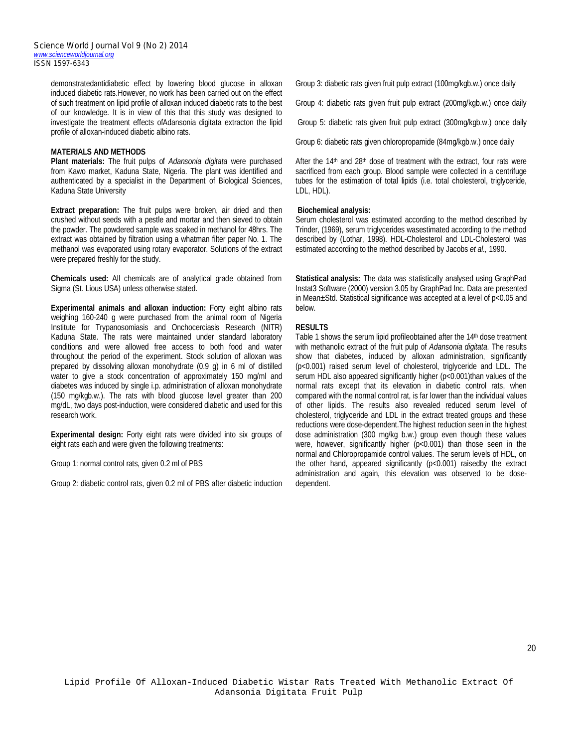demonstratedantidiabetic effect by lowering blood glucose in alloxan induced diabetic rats.However, no work has been carried out on the effect of such treatment on lipid profile of alloxan induced diabetic rats to the best of our knowledge. It is in view of this that this study was designed to investigate the treatment effects ofAdansonia digitata extracton the lipid profile of alloxan-induced diabetic albino rats.

## MATERIALS AND METHODS

**Plant materials:** The fruit pulps of *Adansonia digitata* were purchased from Kawo market, Kaduna State, Nigeria. The plant was identified and authenticated by a specialist in the Department of Biological Sciences, Kaduna State University

**Extract preparation:** The fruit pulps were broken, air dried and then crushed without seeds with a pestle and mortar and then sieved to obtain the powder. The powdered sample was soaked in methanol for 48hrs. The extract was obtained by filtration using a whatman filter paper No. 1. The methanol was evaporated using rotary evaporator. Solutions of the extract were prepared freshly for the study.

**Chemicals used:** All chemicals are of analytical grade obtained from Sigma (St. Lious USA) unless otherwise stated.

**Experimental animals and alloxan induction:** Forty eight albino rats weighing 160-240 g were purchased from the animal room of Nigeria Institute for Trypanosomiasis and Onchocerciasis Research (NITR) Kaduna State. The rats were maintained under standard laboratory conditions and were allowed free access to both food and water throughout the period of the experiment. Stock solution of alloxan was prepared by dissolving alloxan monohydrate (0.9 g) in 6 ml of distilled water to give a stock concentration of approximately 150 mg/ml and diabetes was induced by single i.p. administration of alloxan monohydrate (150 mg/kgb.w.). The rats with blood glucose level greater than 200 mg/dL, two days post-induction, were considered diabetic and used for this research work.

**Experimental design:** Forty eight rats were divided into six groups of eight rats each and were given the following treatments:

Group 1: normal control rats, given 0.2 ml of PBS

Group 2: diabetic control rats, given 0.2 ml of PBS after diabetic induction

Group 3: diabetic rats given fruit pulp extract (100mg/kgb.w.) once daily

Group 4: diabetic rats given fruit pulp extract (200mg/kgb.w.) once daily

Group 5: diabetic rats given fruit pulp extract (300mg/kgb.w.) once daily

Group 6: diabetic rats given chloropropamide (84mg/kgb.w.) once daily

After the 14th and 28th dose of treatment with the extract, four rats were sacrificed from each group. Blood sample were collected in a centrifuge tubes for the estimation of total lipids (i.e. total cholesterol, triglyceride, LDL, HDL).

**Biochemical analysis:**
Serum cholesterol was estimated according to the method described by Trinder, (1969), serum triglycerides wasestimated according to the method described by (Lothar, 1998). HDL-Cholesterol and LDL-Cholesterol was estimated according to the method described by Jacobs *et al.,* 1990.

**Statistical analysis:** The data was statistically analysed using GraphPad Instat3 Software (2000) version 3.05 by GraphPad Inc. Data are presented in Mean±Std. Statistical significance was accepted at a level of $p<0.05$ and below.

## RESULTS

Table 1 shows the serum lipid profileobtained after the 14th dose treatment with methanolic extract of the fruit pulp of *Adansonia digitata*. The results show that diabetes, induced by alloxan administration, significantly ($p<0.001$) raised serum level of cholesterol, triglyceride and LDL. The serum HDL also appeared significantly higher ($p<0.001$)than values of the normal rats except that its elevation in diabetic control rats, when compared with the normal control rat, is far lower than the individual values of other lipids. The results also revealed reduced serum level of cholesterol, triglyceride and LDL in the extract treated groups and these reductions were dose-dependent.The highest reduction seen in the highest dose administration (300 mg/kg b.w.) group even though these values were, however, significantly higher ($p<0.001$) than those seen in the normal and Chloropropamide control values. The serum levels of HDL, on the other hand, appeared significantly ($p<0.001$) raisedby the extract administration and again, this elevation was observed to be dose-dependent.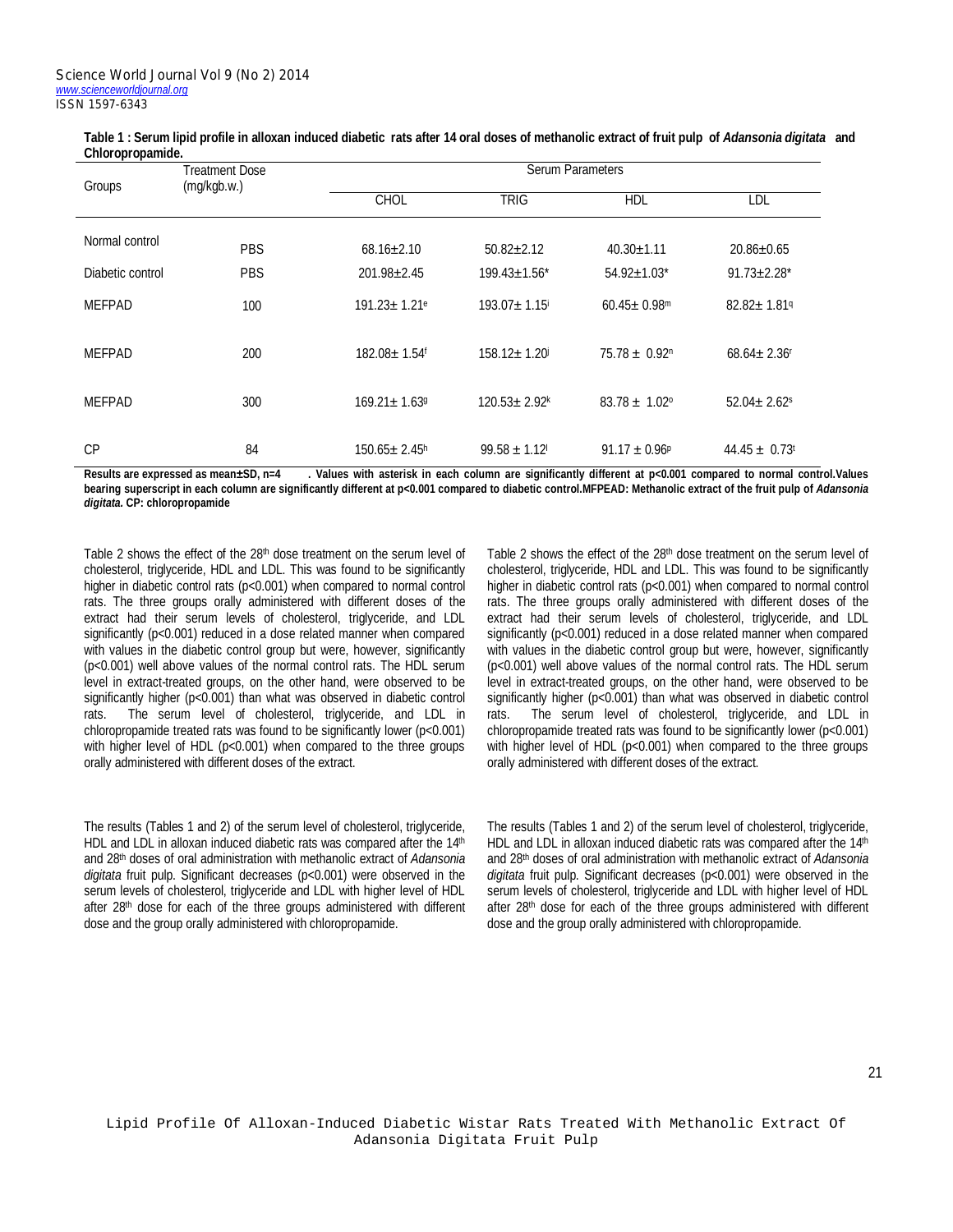**Table 1 : Serum lipid profile in alloxan induced diabetic rats after 14 oral doses of methanolic extract of fruit pulp of *Adansonia digitata* and Chloropropamide.**

| Groups | Treatment Dose (mg/kgb.w.) | Serum Parameters | | | |
|---|---|---|---|---|---|
| | | CHOL | TRIG | HDL | LDL |
| Normal control | PBS | 68.16±2.10 | 50.82±2.12 | 40.30±1.11 | 20.86±0.65 |
| Diabetic control | PBS | 201.98±2.45 | 199.43±1.56* | 54.92±1.03* | 91.73±2.28* |
| MEFPAD | 100 | 191.23± 1.21[e] | 193.07± 1.15[i] | 60.45± 0.98[m] | 82.82± 1.81[q] |
| MEFPAD | 200 | 182.08± 1.54[f] | 158.12± 1.20[j] | 75.78 ± 0.92[n] | 68.64± 2.36[r] |
| MEFPAD | 300 | 169.21± 1.63[g] | 120.53± 2.92[k] | 83.78 ± 1.02[o] | 52.04± 2.62[s] |
| CP | 84 | 150.65± 2.45[h] | 99.58 ± 1.12[l] | 91.17 ± 0.96[p] | 44.45 ± 0.73[t] |

**Results are expressed as mean±SD, n=4 . Values with asterisk in each column are significantly different at p<0.001 compared to normal control.Values bearing superscript in each column are significantly different at p<0.001 compared to diabetic control.MFPEAD: Methanolic extract of the fruit pulp of *Adansonia digitata.* CP: chloropropamide**

Table 2 shows the effect of the 28th dose treatment on the serum level of cholesterol, triglyceride, HDL and LDL. This was found to be significantly higher in diabetic control rats (p<0.001) when compared to normal control rats. The three groups orally administered with different doses of the extract had their serum levels of cholesterol, triglyceride, and LDL significantly (p<0.001) reduced in a dose related manner when compared with values in the diabetic control group but were, however, significantly (p<0.001) well above values of the normal control rats. The HDL serum level in extract-treated groups, on the other hand, were observed to be significantly higher (p<0.001) than what was observed in diabetic control rats. The serum level of cholesterol, triglyceride, and LDL in chloropropamide treated rats was found to be significantly lower (p<0.001) with higher level of HDL (p<0.001) when compared to the three groups orally administered with different doses of the extract.

The results (Tables 1 and 2) of the serum level of cholesterol, triglyceride, HDL and LDL in alloxan induced diabetic rats was compared after the 14th and 28th doses of oral administration with methanolic extract of *Adansonia digitata* fruit pulp. Significant decreases (p<0.001) were observed in the serum levels of cholesterol, triglyceride and LDL with higher level of HDL after 28th dose for each of the three groups administered with different dose and the group orally administered with chloropropamide.

Table 2 shows the effect of the 28th dose treatment on the serum level of cholesterol, triglyceride, HDL and LDL. This was found to be significantly higher in diabetic control rats (p<0.001) when compared to normal control rats. The three groups orally administered with different doses of the extract had their serum levels of cholesterol, triglyceride, and LDL significantly (p<0.001) reduced in a dose related manner when compared with values in the diabetic control group but were, however, significantly (p<0.001) well above values of the normal control rats. The HDL serum level in extract-treated groups, on the other hand, were observed to be significantly higher (p<0.001) than what was observed in diabetic control rats. The serum level of cholesterol, triglyceride, and LDL in chloropropamide treated rats was found to be significantly lower (p<0.001) with higher level of HDL (p<0.001) when compared to the three groups orally administered with different doses of the extract.

The results (Tables 1 and 2) of the serum level of cholesterol, triglyceride, HDL and LDL in alloxan induced diabetic rats was compared after the 14th and 28th doses of oral administration with methanolic extract of *Adansonia digitata* fruit pulp. Significant decreases (p<0.001) were observed in the serum levels of cholesterol, triglyceride and LDL with higher level of HDL after 28th dose for each of the three groups administered with different dose and the group orally administered with chloropropamide.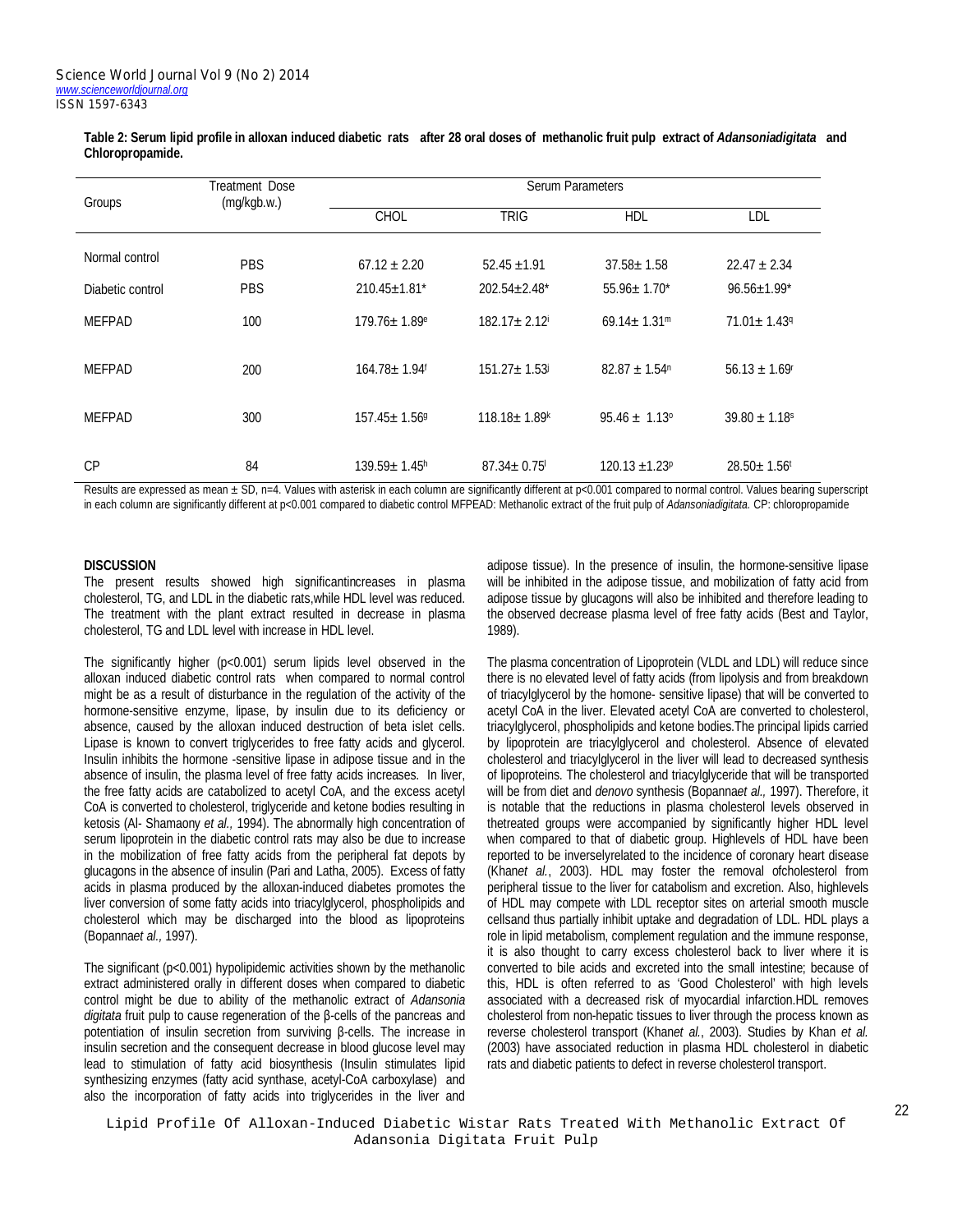**Table 2: Serum lipid profile in alloxan induced diabetic rats after 28 oral doses of methanolic fruit pulp extract of *Adansoniadigitata* and Chloropropamide.**

| Groups | Treatment Dose (mg/kgb.w.) | Serum Parameters | | | |
|---|---|---|---|---|---|
| | | CHOL | TRIG | HDL | LDL |
| Normal control | PBS | 67.12 ± 2.20 | 52.45 ±1.91 | 37.58± 1.58 | 22.47 ± 2.34 |
| Diabetic control | PBS | 210.45±1.81* | 202.54±2.48* | 55.96± 1.70* | 96.56±1.99* |
| MEFPAD | 100 | 179.76± 1.89[e] | 182.17± 2.12[i] | 69.14± 1.31[m] | 71.01± 1.43[q] |
| MEFPAD | 200 | 164.78± 1.94[f] | 151.27± 1.53[j] | 82.87 ± 1.54[n] | 56.13 ± 1.69[r] |
| MEFPAD | 300 | 157.45± 1.56[g] | 118.18± 1.89[k] | 95.46 ± 1.13[o] | 39.80 ± 1.18[s] |
| CP | 84 | 139.59± 1.45[h] | 87.34± 0.75[l] | 120.13 ±1.23[p] | 28.50± 1.56[t] |

Results are expressed as mean ± SD, n=4. Values with asterisk in each column are significantly different at p<0.001 compared to normal control. Values bearing superscript in each column are significantly different at p<0.001 compared to diabetic control MFPEAD: Methanolic extract of the fruit pulp of *Adansoniadigitata.* CP: chloropropamide

**DISCUSSION**

The present results showed high significantincreases in plasma cholesterol, TG, and LDL in the diabetic rats,while HDL level was reduced. The treatment with the plant extract resulted in decrease in plasma cholesterol, TG and LDL level with increase in HDL level.

The significantly higher (p<0.001) serum lipids level observed in the alloxan induced diabetic control rats when compared to normal control might be as a result of disturbance in the regulation of the activity of the hormone-sensitive enzyme, lipase, by insulin due to its deficiency or absence, caused by the alloxan induced destruction of beta islet cells. Lipase is known to convert triglycerides to free fatty acids and glycerol. Insulin inhibits the hormone -sensitive lipase in adipose tissue and in the absence of insulin, the plasma level of free fatty acids increases. In liver, the free fatty acids are catabolized to acetyl CoA, and the excess acetyl CoA is converted to cholesterol, triglyceride and ketone bodies resulting in ketosis (Al- Shamaony *et al.,* 1994). The abnormally high concentration of serum lipoprotein in the diabetic control rats may also be due to increase in the mobilization of free fatty acids from the peripheral fat depots by glucagons in the absence of insulin (Pari and Latha, 2005). Excess of fatty acids in plasma produced by the alloxan-induced diabetes promotes the liver conversion of some fatty acids into triacylglycerol, phospholipids and cholesterol which may be discharged into the blood as lipoproteins (Bopanna*et al.,* 1997).

The significant (p<0.001) hypolipidemic activities shown by the methanolic extract administered orally in different doses when compared to diabetic control might be due to ability of the methanolic extract of *Adansonia digitata* fruit pulp to cause regeneration of the β-cells of the pancreas and potentiation of insulin secretion from surviving β-cells. The increase in insulin secretion and the consequent decrease in blood glucose level may lead to stimulation of fatty acid biosynthesis (Insulin stimulates lipid synthesizing enzymes (fatty acid synthase, acetyl-CoA carboxylase) and also the incorporation of fatty acids into triglycerides in the liver and adipose tissue). In the presence of insulin, the hormone-sensitive lipase will be inhibited in the adipose tissue, and mobilization of fatty acid from adipose tissue by glucagons will also be inhibited and therefore leading to the observed decrease plasma level of free fatty acids (Best and Taylor, 1989).

The plasma concentration of Lipoprotein (VLDL and LDL) will reduce since there is no elevated level of fatty acids (from lipolysis and from breakdown of triacylglycerol by the homone- sensitive lipase) that will be converted to acetyl CoA in the liver. Elevated acetyl CoA are converted to cholesterol, triacylglycerol, phospholipids and ketone bodies.The principal lipids carried by lipoprotein are triacylglycerol and cholesterol. Absence of elevated cholesterol and triacylglycerol in the liver will lead to decreased synthesis of lipoproteins. The cholesterol and triacylglyceride that will be transported will be from diet and *denovo* synthesis (Bopanna*et al.,* 1997). Therefore, it is notable that the reductions in plasma cholesterol levels observed in thetreated groups were accompanied by significantly higher HDL level when compared to that of diabetic group. Highlevels of HDL have been reported to be inverselyrelated to the incidence of coronary heart disease (Khan*et al.*, 2003). HDL may foster the removal ofcholesterol from peripheral tissue to the liver for catabolism and excretion. Also, highlevels of HDL may compete with LDL receptor sites on arterial smooth muscle cellsand thus partially inhibit uptake and degradation of LDL. HDL plays a role in lipid metabolism, complement regulation and the immune response, it is also thought to carry excess cholesterol back to liver where it is converted to bile acids and excreted into the small intestine; because of this, HDL is often referred to as 'Good Cholesterol' with high levels associated with a decreased risk of myocardial infarction.HDL removes cholesterol from non-hepatic tissues to liver through the process known as reverse cholesterol transport (Khan*et al.*, 2003). Studies by Khan *et al.* (2003) have associated reduction in plasma HDL cholesterol in diabetic rats and diabetic patients to defect in reverse cholesterol transport.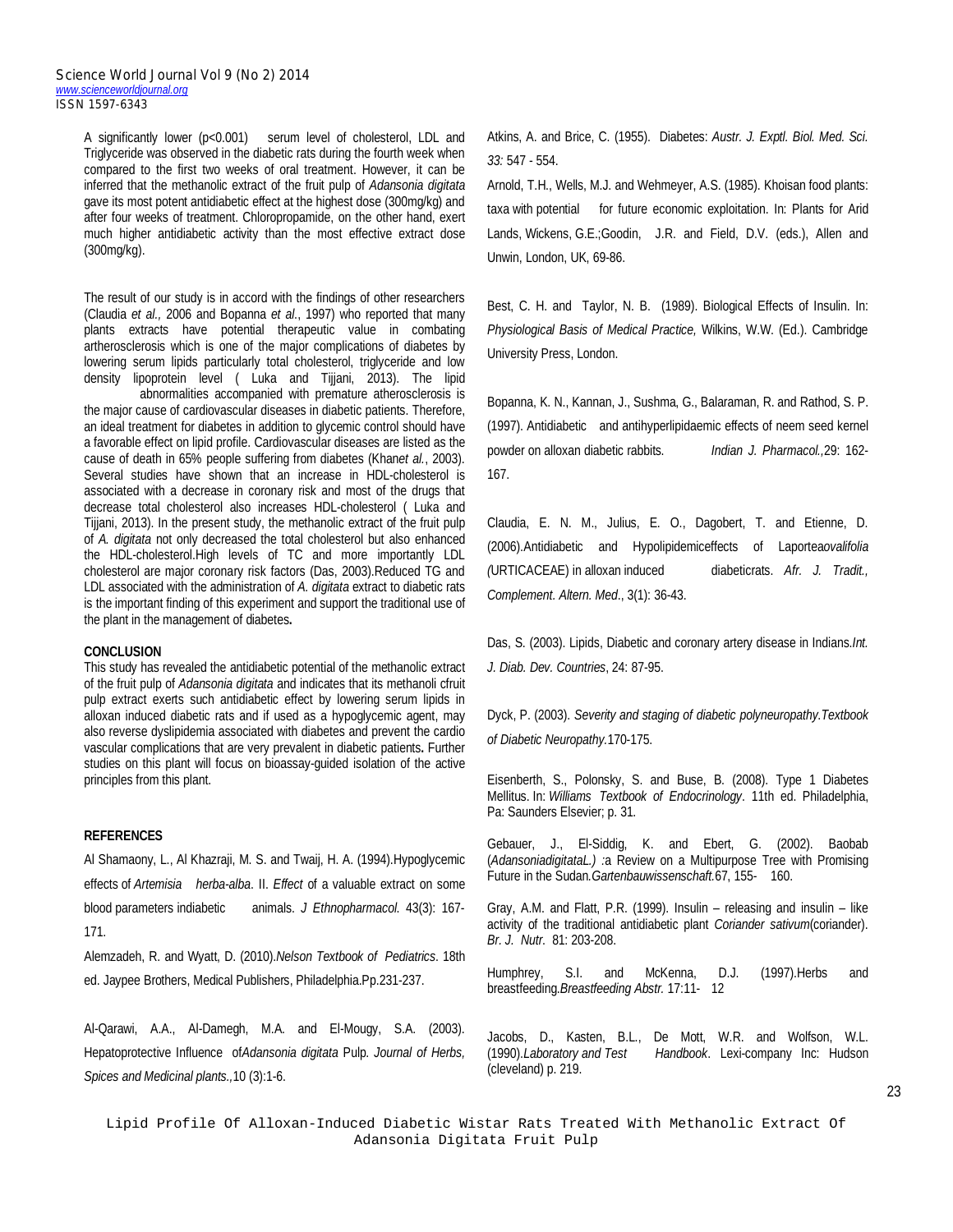A significantly lower ($p<0.001$) serum level of cholesterol, LDL and Triglyceride was observed in the diabetic rats during the fourth week when compared to the first two weeks of oral treatment. However, it can be inferred that the methanolic extract of the fruit pulp of *Adansonia digitata* gave its most potent antidiabetic effect at the highest dose (300mg/kg) and after four weeks of treatment. Chloropropamide, on the other hand, exert much higher antidiabetic activity than the most effective extract dose (300mg/kg).

The result of our study is in accord with the findings of other researchers (Claudia *et al.,* 2006 and Bopanna *et al*., 1997) who reported that many plants extracts have potential therapeutic value in combating artherosclerosis which is one of the major complications of diabetes by lowering serum lipids particularly total cholesterol, triglyceride and low density lipoprotein level ( Luka and Tijjani, 2013). The lipid abnormalities accompanied with premature atherosclerosis is the major cause of cardiovascular diseases in diabetic patients. Therefore, an ideal treatment for diabetes in addition to glycemic control should have a favorable effect on lipid profile. Cardiovascular diseases are listed as the cause of death in 65% people suffering from diabetes (Khan*et al.*, 2003). Several studies have shown that an increase in HDL-cholesterol is associated with a decrease in coronary risk and most of the drugs that decrease total cholesterol also increases HDL-cholesterol ( Luka and Tijjani, 2013). In the present study, the methanolic extract of the fruit pulp of *A. digitata* not only decreased the total cholesterol but also enhanced the HDL-cholesterol.High levels of TC and more importantly LDL cholesterol are major coronary risk factors (Das, 2003).Reduced TG and LDL associated with the administration of *A. digitata* extract to diabetic rats is the important finding of this experiment and support the traditional use of the plant in the management of diabetes**.**

**CONCLUSION**

This study has revealed the antidiabetic potential of the methanolic extract of the fruit pulp of *Adansonia digitata* and indicates that its methanoli cfruit pulp extract exerts such antidiabetic effect by lowering serum lipids in alloxan induced diabetic rats and if used as a hypoglycemic agent, may also reverse dyslipidemia associated with diabetes and prevent the cardio vascular complications that are very prevalent in diabetic patients**.** Further studies on this plant will focus on bioassay-guided isolation of the active principles from this plant.

**REFERENCES**

Al Shamaony, L., Al Khazraji, M. S. and Twaij, H. A. (1994).Hypoglycemic effects of *Artemisia herba-alba*. II. *Effect* of a valuable extract on some blood parameters indiabetic animals. *J Ethnopharmacol.* 43(3): 167-171.

Alemzadeh, R. and Wyatt, D. (2010).*Nelson Textbook of Pediatrics*. 18th ed. Jaypee Brothers, Medical Publishers, Philadelphia.Pp.231-237.

Al-Qarawi, A.A., Al-Damegh, M.A. and El-Mougy, S.A. (2003). Hepatoprotective Influence of*Adansonia digitata* Pulp. *Journal of Herbs, Spices and Medicinal plants.,*10 (3):1-6.

Atkins, A. and Brice, C. (1955). Diabetes: *Austr. J. Exptl. Biol. Med. Sci. 33:* 547 - 554.

Arnold, T.H., Wells, M.J. and Wehmeyer, A.S. (1985). Khoisan food plants: taxa with potential for future economic exploitation. In: Plants for Arid Lands, Wickens, G.E.;Goodin, J.R. and Field, D.V. (eds.), Allen and Unwin, London, UK, 69-86.

Best, C. H. and Taylor, N. B. (1989). Biological Effects of Insulin. In: *Physiological Basis of Medical Practice,* Wilkins, W.W. (Ed.). Cambridge University Press, London.

Bopanna, K. N., Kannan, J., Sushma, G., Balaraman, R. and Rathod, S. P. (1997). Antidiabetic and antihyperlipidaemic effects of neem seed kernel powder on alloxan diabetic rabbits. *Indian J. Pharmacol.,*29: 162-167.

Claudia, E. N. M., Julius, E. O., Dagobert, T. and Etienne, D. (2006).Antidiabetic and Hypolipidemiceffects of Laportea*ovalifolia (*URTICACEAE) in alloxan induced diabeticrats. *Afr. J. Tradit., Complement. Altern. Med*., 3(1): 36-43.

Das, S. (2003). Lipids, Diabetic and coronary artery disease in Indians.*Int. J. Diab. Dev. Countries*, 24: 87-95.

Dyck, P. (2003). *Severity and staging of diabetic polyneuropathy.Textbook of Diabetic Neuropathy.*170-175.

Eisenberth, S., Polonsky, S. and Buse, B. (2008). Type 1 Diabetes Mellitus. In: *Williams Textbook of Endocrinology*. 11th ed. Philadelphia, Pa: Saunders Elsevier; p. 31.

Gebauer, J., El-Siddig, K. and Ebert, G. (2002). Baobab (*AdansoniadigitataL.) :*a Review on a Multipurpose Tree with Promising Future in the Sudan.*Gartenbauwissenschaft.*67, 155- 160.

Gray, A.M. and Flatt, P.R. (1999). Insulin – releasing and insulin – like activity of the traditional antidiabetic plant *Coriander sativum*(coriander). *Br. J. Nutr.* 81: 203-208.

Humphrey, S.I. and McKenna, D.J. (1997).Herbs and breastfeeding.*Breastfeeding Abstr.* 17:11- 12

Jacobs, D., Kasten, B.L., De Mott, W.R. and Wolfson, W.L. (1990).*Laboratory and Test Handbook*. Lexi-company Inc: Hudson (cleveland) p. 219.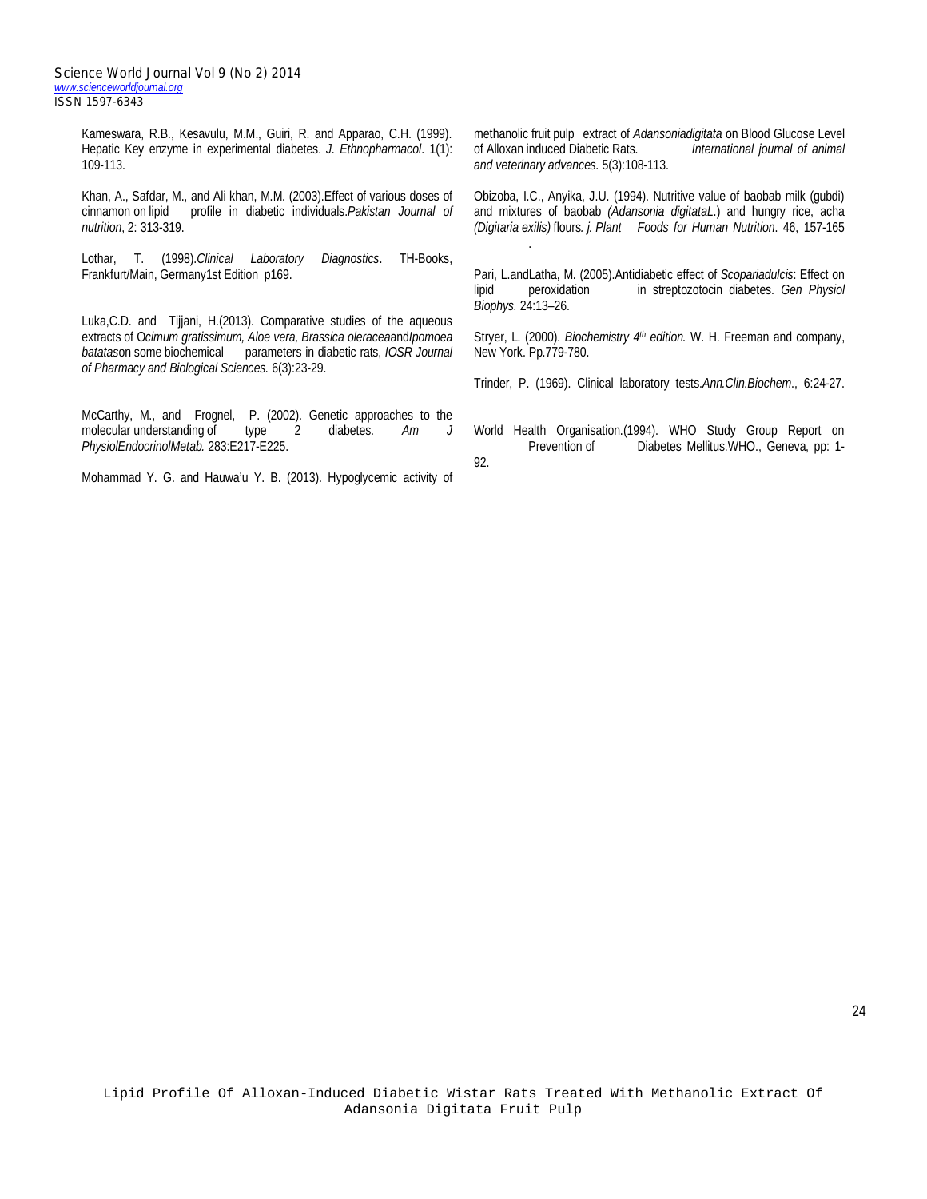Kameswara, R.B., Kesavulu, M.M., Guiri, R. and Apparao, C.H. (1999). Hepatic Key enzyme in experimental diabetes. *J. Ethnopharmacol*. 1(1): 109-113.

Khan, A., Safdar, M., and Ali khan, M.M. (2003).Effect of various doses of cinnamon on lipid profile in diabetic individuals.*Pakistan Journal of nutrition*, 2: 313-319.

Lothar, T. (1998).*Clinical Laboratory Diagnostics*. TH-Books, Frankfurt/Main, Germany1st Edition p169.

Luka,C.D. and Tijjani, H.(2013). Comparative studies of the aqueous extracts of O*cimum gratissimum, Aloe vera, Brassica oleracea*and*Ipomoea batatas*on some biochemical parameters in diabetic rats, *IOSR Journal of Pharmacy and Biological Sciences.* 6(3):23-29.

McCarthy, M., and Frognel, P. (2002). Genetic approaches to the molecular understanding of type 2 diabetes. *Am J PhysiolEndocrinolMetab.* 283:E217-E225.

Mohammad Y. G. and Hauwa'u Y. B. (2013). Hypoglycemic activity of methanolic fruit pulp extract of *Adansoniadigitata* on Blood Glucose Level of Alloxan induced Diabetic Rats. *International journal of animal and veterinary advances.* 5(3):108-113.

Obizoba, I.C., Anyika, J.U. (1994). Nutritive value of baobab milk (gubdi) and mixtures of baobab *(Adansonia digitataL.)* and hungry rice, acha *(Digitaria exilis)* flours. *j. Plant Foods for Human Nutrition*. 46, 157-165

Pari, L.andLatha, M. (2005).Antidiabetic effect of *Scopariadulcis*: Effect on lipid peroxidation in streptozotocin diabetes. *Gen Physiol Biophys.* 24:13–26.

Stryer, L. (2000). *Biochemistry 4th edition.* W. H. Freeman and company, New York. Pp.779-780.

Trinder, P. (1969). Clinical laboratory tests.*Ann.Clin.Biochem*., 6:24-27.

World Health Organisation.(1994). WHO Study Group Report on Prevention of Diabetes Mellitus.WHO., Geneva, pp: 1-92.